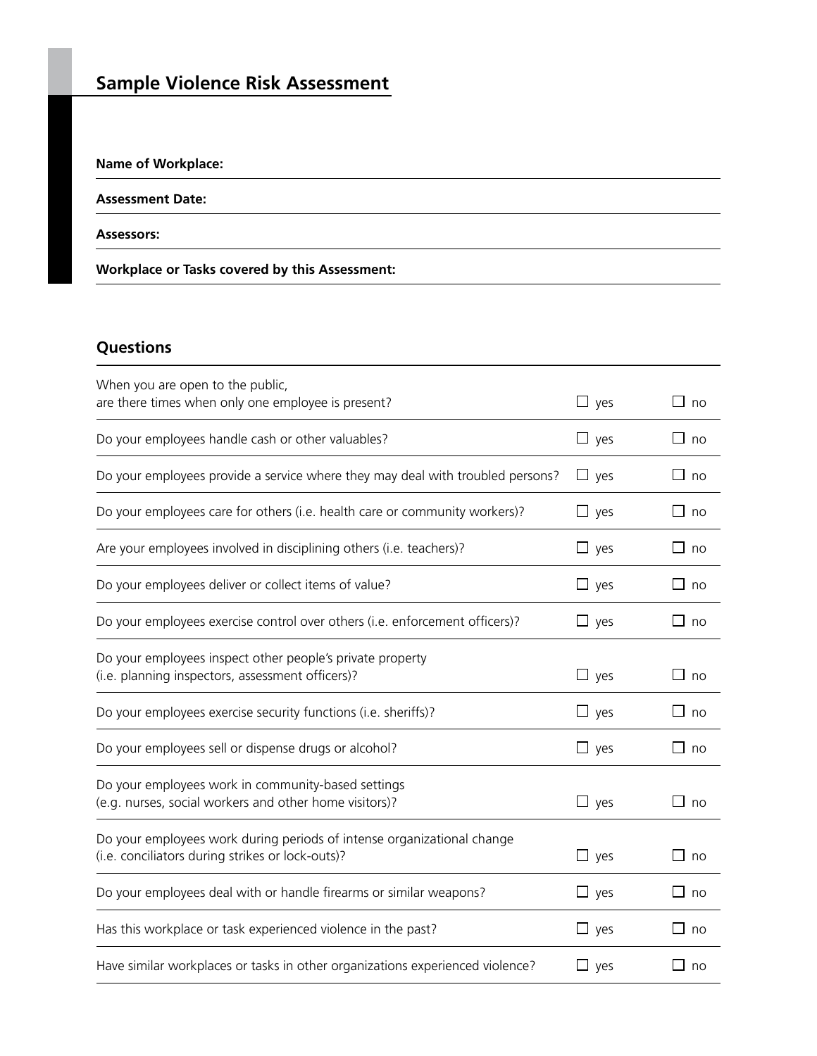# Sample Violence Risk Assessment

**Name of Workplace:**

**Assessment Date:**

**Assessors:**

**Workplace or Tasks covered by this Assessment:**

## Questions

| | | |
|---|---|---|
| When you are open to the public, are there times when only one employee is present? | ☐ yes | ☐ no |
| Do your employees handle cash or other valuables? | ☐ yes | ☐ no |
| Do your employees provide a service where they may deal with troubled persons? | ☐ yes | ☐ no |
| Do your employees care for others (i.e. health care or community workers)? | ☐ yes | ☐ no |
| Are your employees involved in disciplining others (i.e. teachers)? | ☐ yes | ☐ no |
| Do your employees deliver or collect items of value? | ☐ yes | ☐ no |
| Do your employees exercise control over others (i.e. enforcement officers)? | ☐ yes | ☐ no |
| Do your employees inspect other people's private property (i.e. planning inspectors, assessment officers)? | ☐ yes | ☐ no |
| Do your employees exercise security functions (i.e. sheriffs)? | ☐ yes | ☐ no |
| Do your employees sell or dispense drugs or alcohol? | ☐ yes | ☐ no |
| Do your employees work in community-based settings (e.g. nurses, social workers and other home visitors)? | ☐ yes | ☐ no |
| Do your employees work during periods of intense organizational change (i.e. conciliators during strikes or lock-outs)? | ☐ yes | ☐ no |
| Do your employees deal with or handle firearms or similar weapons? | ☐ yes | ☐ no |
| Has this workplace or task experienced violence in the past? | ☐ yes | ☐ no |
| Have similar workplaces or tasks in other organizations experienced violence? | ☐ yes | ☐ no |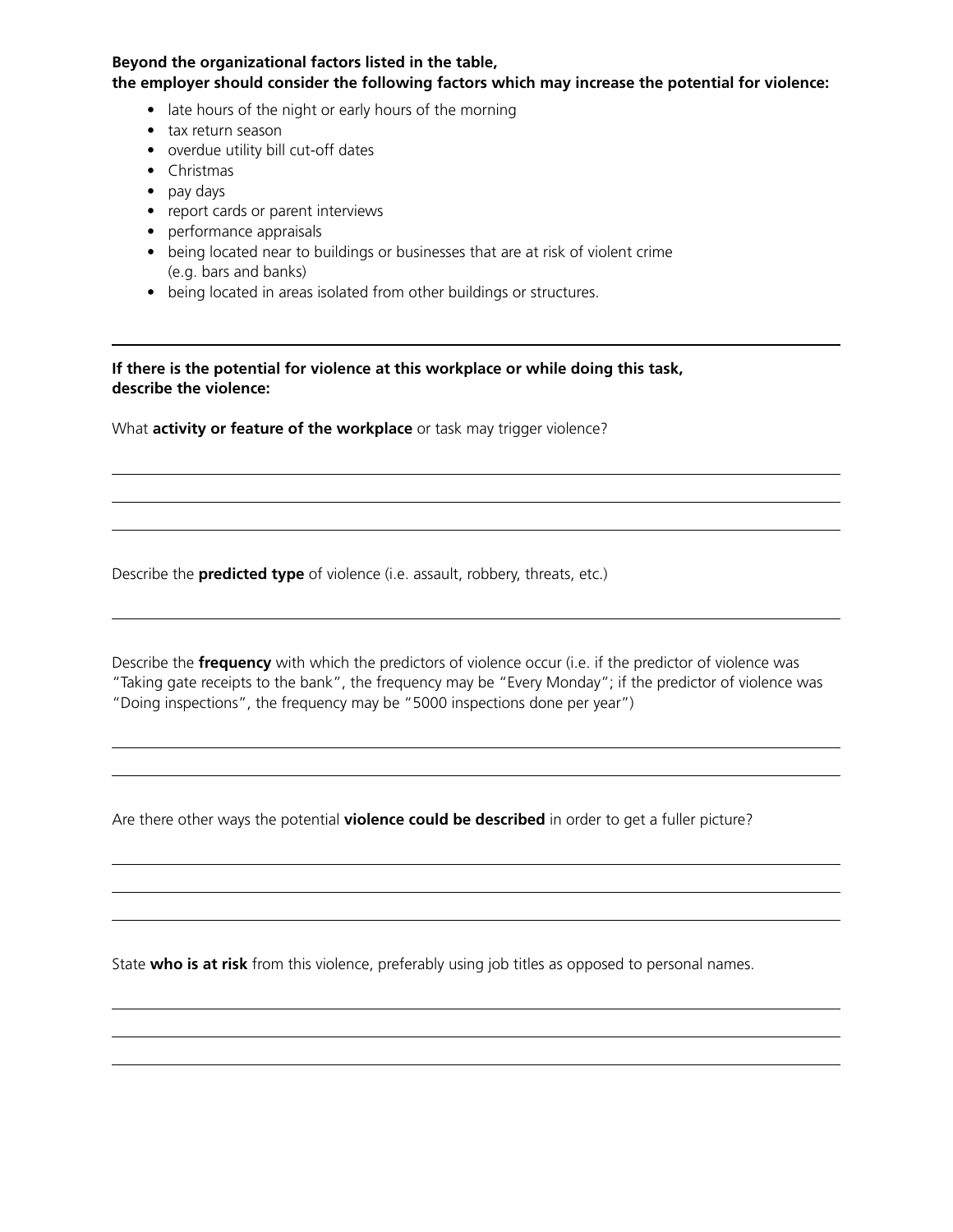**Beyond the organizational factors listed in the table, the employer should consider the following factors which may increase the potential for violence:**

- late hours of the night or early hours of the morning
- tax return season
- overdue utility bill cut-off dates
- Christmas
- pay days
- report cards or parent interviews
- performance appraisals
- being located near to buildings or businesses that are at risk of violent crime (e.g. bars and banks)
- being located in areas isolated from other buildings or structures.

---

**If there is the potential for violence at this workplace or while doing this task, describe the violence:**

What **activity or feature of the workplace** or task may trigger violence?

Describe the **predicted type** of violence (i.e. assault, robbery, threats, etc.)

Describe the **frequency** with which the predictors of violence occur (i.e. if the predictor of violence was "Taking gate receipts to the bank", the frequency may be "Every Monday"; if the predictor of violence was "Doing inspections", the frequency may be "5000 inspections done per year")

Are there other ways the potential **violence could be described** in order to get a fuller picture?

State **who is at risk** from this violence, preferably using job titles as opposed to personal names.